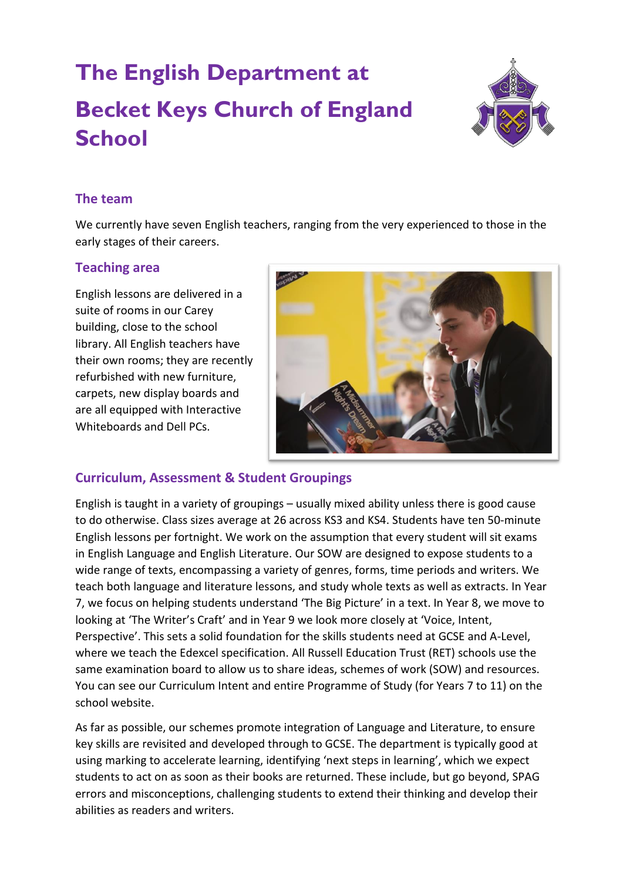# The English Department at Becket Keys Church of England School

## The team

We currently have seven English teachers, ranging from the very experienced to those in the early stages of their careers.

## Teaching area

English lessons are delivered in a suite of rooms in our Carey building, close to the school library. All English teachers have their own rooms; they are recently refurbished with new furniture, carpets, new display boards and are all equipped with Interactive Whiteboards and Dell PCs.

## Curriculum, Assessment & Student Groupings

English is taught in a variety of groupings – usually mixed ability unless there is good cause to do otherwise. Class sizes average at 26 across KS3 and KS4. Students have ten 50-minute English lessons per fortnight. We work on the assumption that every student will sit exams in English Language and English Literature. Our SOW are designed to expose students to a wide range of texts, encompassing a variety of genres, forms, time periods and writers. We teach both language and literature lessons, and study whole texts as well as extracts. In Year 7, we focus on helping students understand 'The Big Picture' in a text. In Year 8, we move to looking at 'The Writer's Craft' and in Year 9 we look more closely at 'Voice, Intent, Perspective'. This sets a solid foundation for the skills students need at GCSE and A-Level, where we teach the Edexcel specification. All Russell Education Trust (RET) schools use the same examination board to allow us to share ideas, schemes of work (SOW) and resources. You can see our Curriculum Intent and entire Programme of Study (for Years 7 to 11) on the school website.

As far as possible, our schemes promote integration of Language and Literature, to ensure key skills are revisited and developed through to GCSE. The department is typically good at using marking to accelerate learning, identifying 'next steps in learning', which we expect students to act on as soon as their books are returned. These include, but go beyond, SPAG errors and misconceptions, challenging students to extend their thinking and develop their abilities as readers and writers.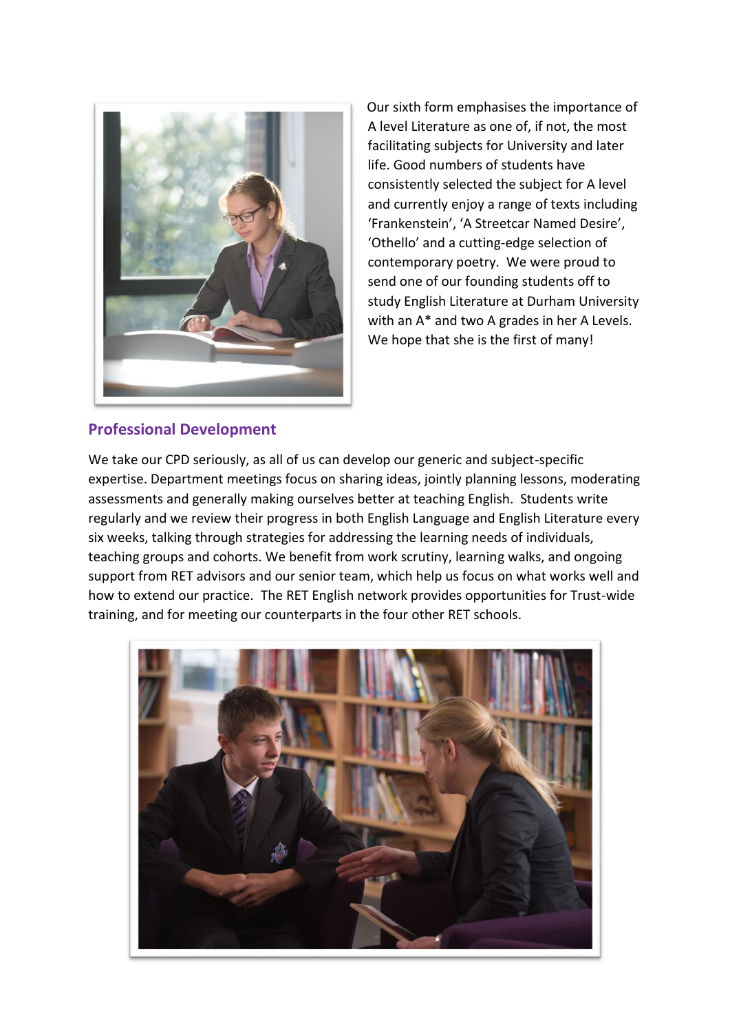Our sixth form emphasises the importance of A level Literature as one of, if not, the most facilitating subjects for University and later life. Good numbers of students have consistently selected the subject for A level and currently enjoy a range of texts including 'Frankenstein', 'A Streetcar Named Desire', 'Othello' and a cutting-edge selection of contemporary poetry. We were proud to send one of our founding students off to study English Literature at Durham University with an A* and two A grades in her A Levels. We hope that she is the first of many!

## Professional Development

We take our CPD seriously, as all of us can develop our generic and subject-specific expertise. Department meetings focus on sharing ideas, jointly planning lessons, moderating assessments and generally making ourselves better at teaching English. Students write regularly and we review their progress in both English Language and English Literature every six weeks, talking through strategies for addressing the learning needs of individuals, teaching groups and cohorts. We benefit from work scrutiny, learning walks, and ongoing support from RET advisors and our senior team, which help us focus on what works well and how to extend our practice. The RET English network provides opportunities for Trust-wide training, and for meeting our counterparts in the four other RET schools.